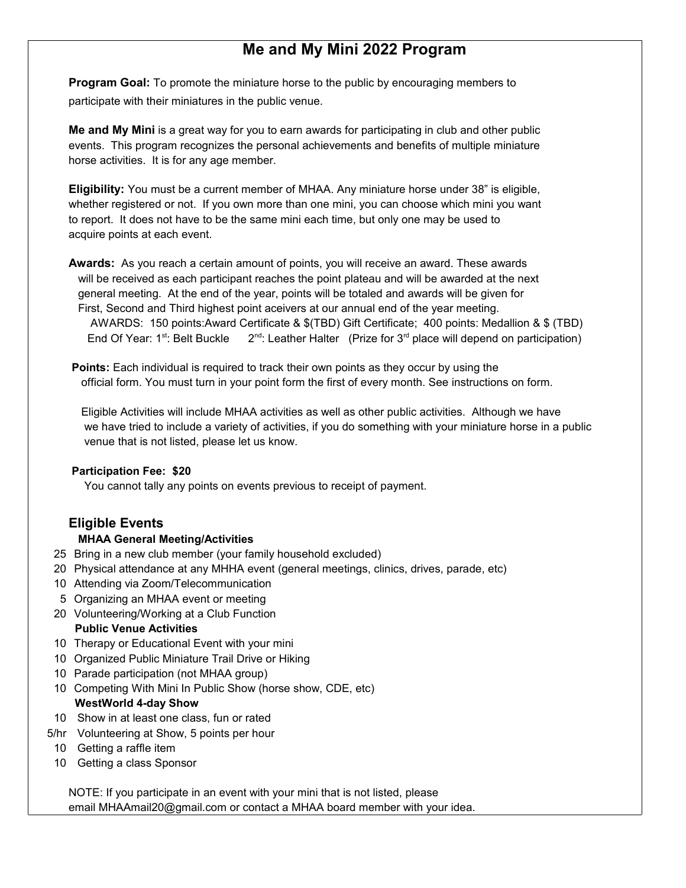# Me and My Mini 2022 Program

**Program Goal:** To promote the miniature horse to the public by encouraging members to participate with their miniatures in the public venue.

**Me and My Mini** is a great way for you to earn awards for participating in club and other public events. This program recognizes the personal achievements and benefits of multiple miniature horse activities. It is for any age member.

**Eligibility:** You must be a current member of MHAA. Any miniature horse under 38" is eligible, whether registered or not. If you own more than one mini, you can choose which mini you want to report. It does not have to be the same mini each time, but only one may be used to acquire points at each event.

**Awards:** As you reach a certain amount of points, you will receive an award. These awards will be received as each participant reaches the point plateau and will be awarded at the next general meeting. At the end of the year, points will be totaled and awards will be given for First, Second and Third highest point aceivers at our annual end of the year meeting.

AWARDS: 150 points:Award Certificate & $(TBD) Gift Certificate; 400 points: Medallion & $ (TBD)

End Of Year: 1st: Belt Buckle 2nd: Leather Halter (Prize for 3rd place will depend on participation)

**Points:** Each individual is required to track their own points as they occur by using the official form. You must turn in your point form the first of every month. See instructions on form.

Eligible Activities will include MHAA activities as well as other public activities. Although we have we have tried to include a variety of activities, if you do something with your miniature horse in a public venue that is not listed, please let us know.

**Participation Fee: $20**

You cannot tally any points on events previous to receipt of payment.

## Eligible Events

**MHAA General Meeting/Activities**

- 25 Bring in a new club member (your family household excluded)
- 20 Physical attendance at any MHHA event (general meetings, clinics, drives, parade, etc)
- 10 Attending via Zoom/Telecommunication
- 5 Organizing an MHAA event or meeting
- 20 Volunteering/Working at a Club Function

**Public Venue Activities**

- 10 Therapy or Educational Event with your mini
- 10 Organized Public Miniature Trail Drive or Hiking
- 10 Parade participation (not MHAA group)
- 10 Competing With Mini In Public Show (horse show, CDE, etc)

**WestWorld 4-day Show**

- 10 Show in at least one class, fun or rated
- 5/hr Volunteering at Show, 5 points per hour
- 10 Getting a raffle item
- 10 Getting a class Sponsor

NOTE: If you participate in an event with your mini that is not listed, please email MHAAmail20@gmail.com or contact a MHAA board member with your idea.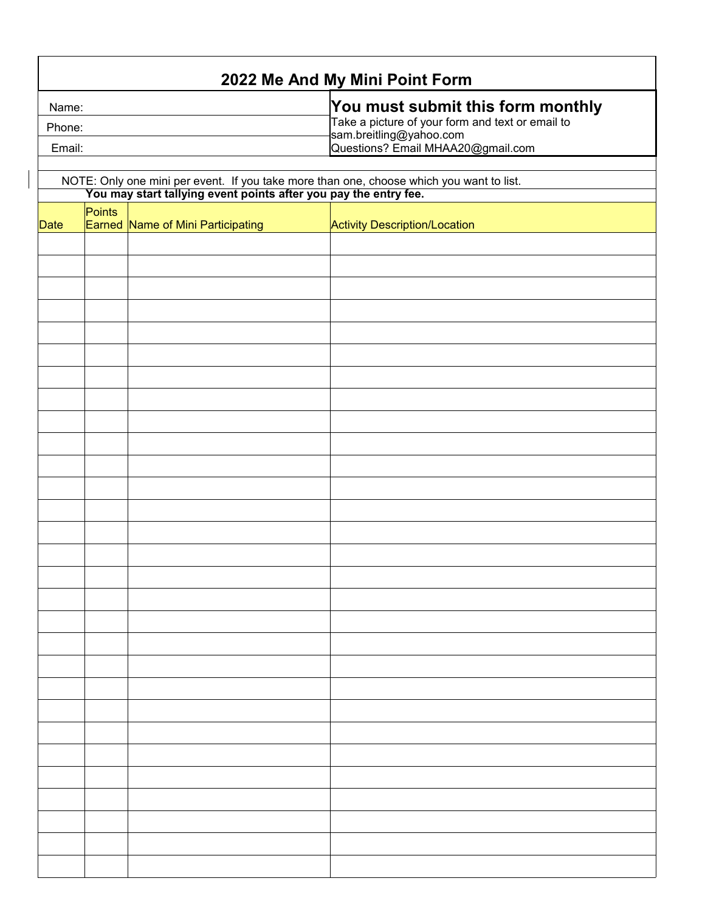# 2022 Me And My Mini Point Form

Name:

Phone:

Email:

**You must submit this form monthly**

Take a picture of your form and text or email to sam.breitling@yahoo.com

Questions? Email MHAA20@gmail.com

NOTE: Only one mini per event. If you take more than one, choose which you want to list.

**You may start tallying event points after you pay the entry fee.**

| Date | Points Earned | Name of Mini Participating | Activity Description/Location |
|---|---|---|---|
| | | | |
| | | | |
| | | | |
| | | | |
| | | | |
| | | | |
| | | | |
| | | | |
| | | | |
| | | | |
| | | | |
| | | | |
| | | | |
| | | | |
| | | | |
| | | | |
| | | | |
| | | | |
| | | | |
| | | | |
| | | | |
| | | | |
| | | | |
| | | | |
| | | | |
| | | | |
| | | | |
| | | | |
| | | | |